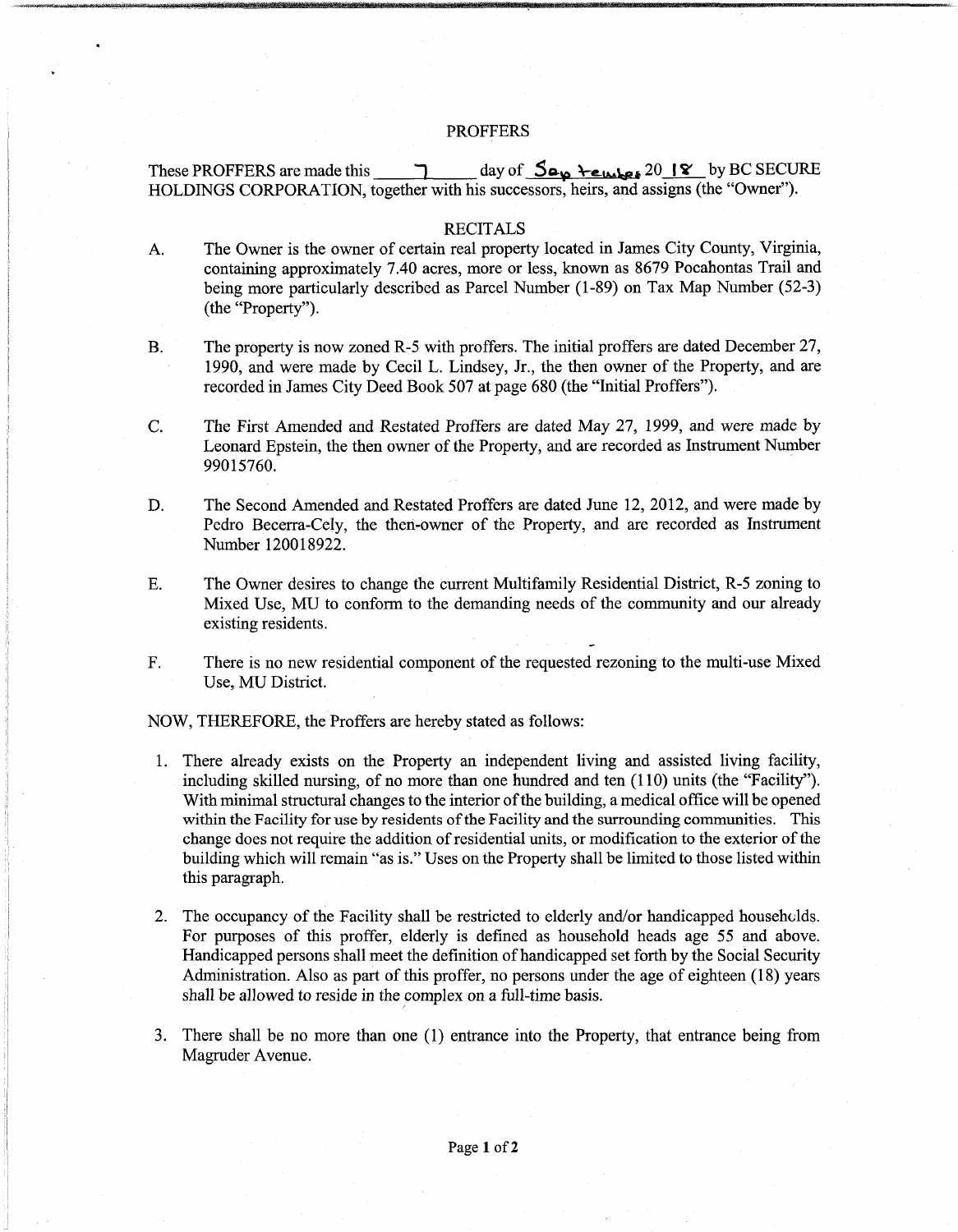# PROFFERS

These PROFFERS are made this 7 day of September 2018 by BC SECURE HOLDINGS CORPORATION, together with his successors, heirs, and assigns (the "Owner").

## RECITALS

A. The Owner is the owner of certain real property located in James City County, Virginia, containing approximately 7.40 acres, more or less, known as 8679 Pocahontas Trail and being more particularly described as Parcel Number (1-89) on Tax Map Number (52-3) (the "Property").

B. The property is now zoned R-5 with proffers. The initial proffers are dated December 27, 1990, and were made by Cecil L. Lindsey, Jr., the then owner of the Property, and are recorded in James City Deed Book 507 at page 680 (the "Initial Proffers").

C. The First Amended and Restated Proffers are dated May 27, 1999, and were made by Leonard Epstein, the then owner of the Property, and are recorded as Instrument Number 99015760.

D. The Second Amended and Restated Proffers are dated June 12, 2012, and were made by Pedro Becerra-Cely, the then-owner of the Property, and are recorded as Instrument Number 120018922.

E. The Owner desires to change the current Multifamily Residential District, R-5 zoning to Mixed Use, MU to conform to the demanding needs of the community and our already existing residents.

F. There is no new residential component of the requested rezoning to the multi-use Mixed Use, MU District.

NOW, THEREFORE, the Proffers are hereby stated as follows:

1. There already exists on the Property an independent living and assisted living facility, including skilled nursing, of no more than one hundred and ten (110) units (the "Facility"). With minimal structural changes to the interior of the building, a medical office will be opened within the Facility for use by residents of the Facility and the surrounding communities. This change does not require the addition of residential units, or modification to the exterior of the building which will remain "as is." Uses on the Property shall be limited to those listed within this paragraph.

2. The occupancy of the Facility shall be restricted to elderly and/or handicapped households. For purposes of this proffer, elderly is defined as household heads age 55 and above. Handicapped persons shall meet the definition of handicapped set forth by the Social Security Administration. Also as part of this proffer, no persons under the age of eighteen (18) years shall be allowed to reside in the complex on a full-time basis.

3. There shall be no more than one (1) entrance into the Property, that entrance being from Magruder Avenue.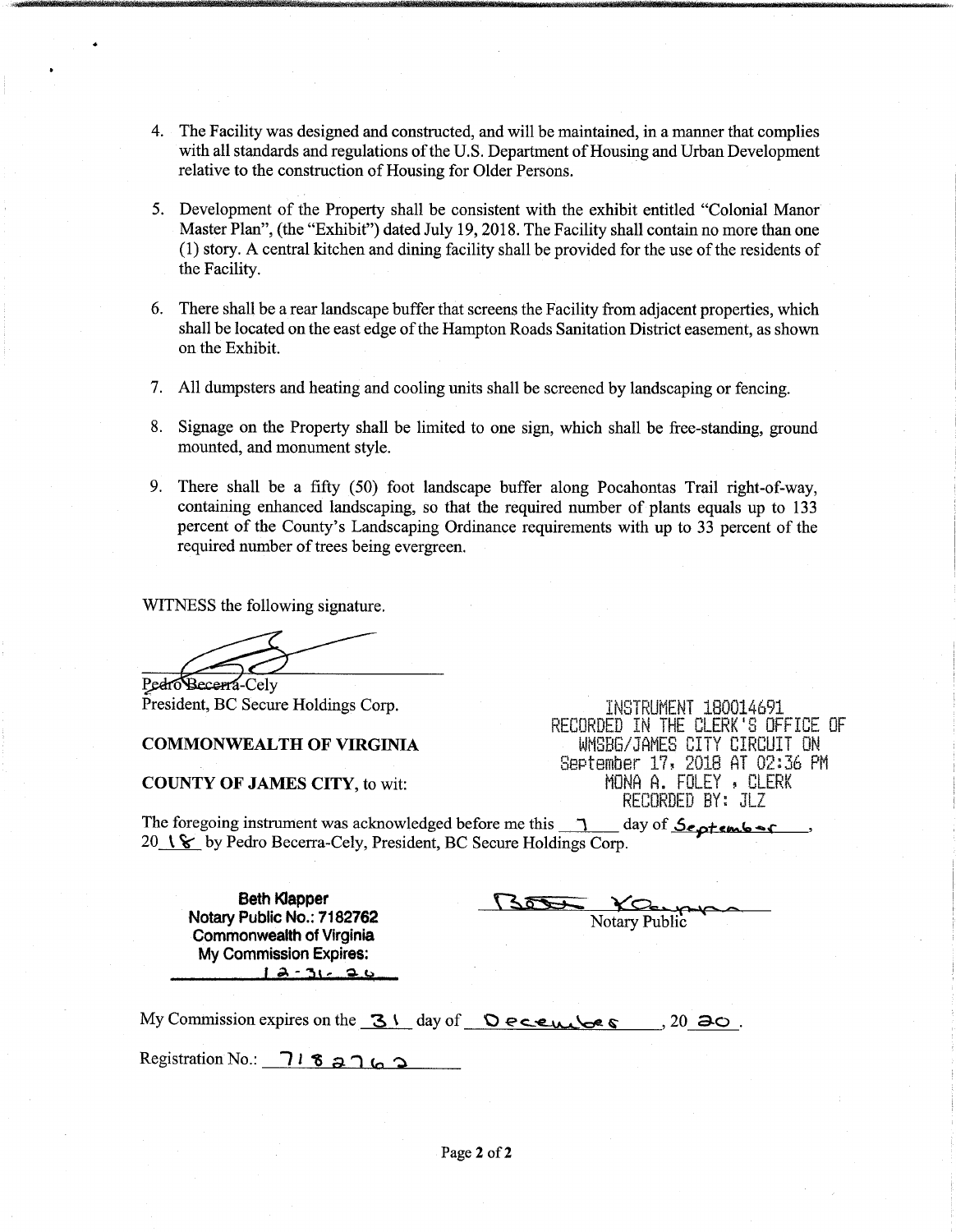4. The Facility was designed and constructed, and will be maintained, in a manner that complies with all standards and regulations of the U.S. Department of Housing and Urban Development relative to the construction of Housing for Older Persons.

5. Development of the Property shall be consistent with the exhibit entitled "Colonial Manor Master Plan", (the "Exhibit") dated July 19, 2018. The Facility shall contain no more than one (1) story. A central kitchen and dining facility shall be provided for the use of the residents of the Facility.

6. There shall be a rear landscape buffer that screens the Facility from adjacent properties, which shall be located on the east edge of the Hampton Roads Sanitation District easement, as shown on the Exhibit.

7. All dumpsters and heating and cooling units shall be screened by landscaping or fencing.

8. Signage on the Property shall be limited to one sign, which shall be free-standing, ground mounted, and monument style.

9. There shall be a fifty (50) foot landscape buffer along Pocahontas Trail right-of-way, containing enhanced landscaping, so that the required number of plants equals up to 133 percent of the County's Landscaping Ordinance requirements with up to 33 percent of the required number of trees being evergreen.

WITNESS the following signature.

Pedro Becerra-Cely
President, BC Secure Holdings Corp.

INSTRUMENT 180014691
RECORDED IN THE CLERK'S OFFICE OF
WMSBG/JAMES CITY CIRCUIT ON
September 17, 2018 AT 02:36 PM
MONA A. FOLEY , CLERK
RECORDED BY: JLZ

**COMMONWEALTH OF VIRGINIA**

**COUNTY OF JAMES CITY**, to wit:

The foregoing instrument was acknowledged before me this 7 day of September, 2018 by Pedro Becerra-Cely, President, BC Secure Holdings Corp.

**Beth Klapper**
**Notary Public No.: 7182762**
**Commonwealth of Virginia**
**My Commission Expires:**
12-31-20

Notary Public

My Commission expires on the 31 day of December, 2020.

Registration No.: 7182762